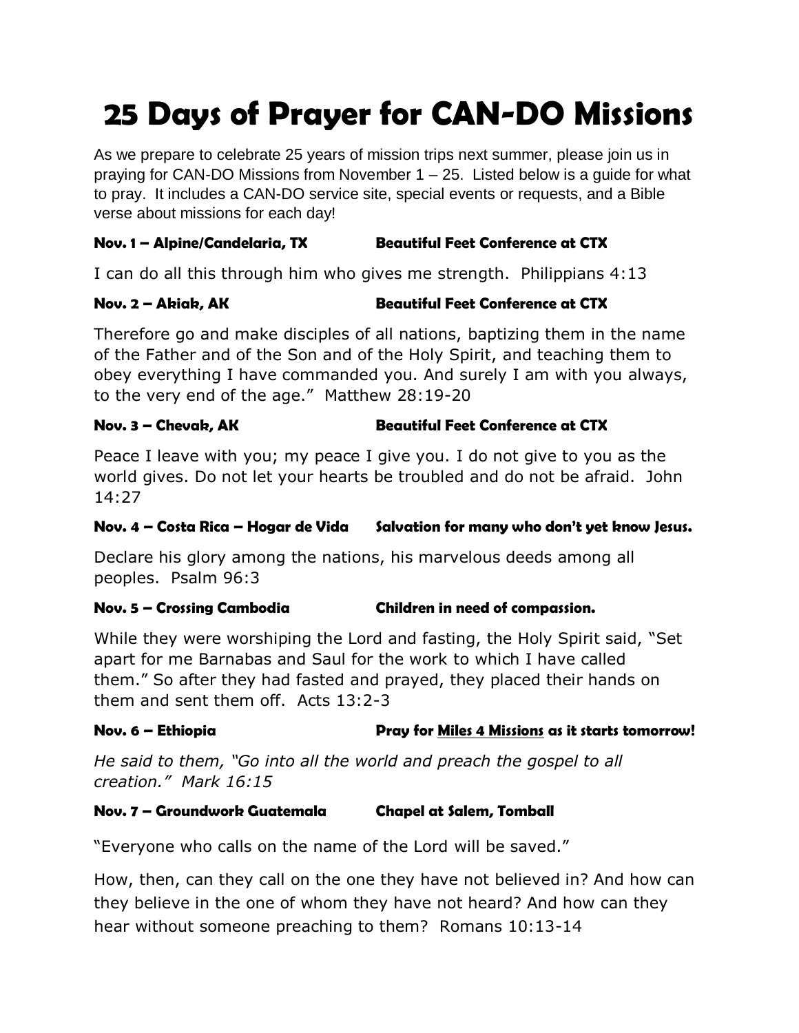# 25 Days of Prayer for CAN-DO Missions

As we prepare to celebrate 25 years of mission trips next summer, please join us in praying for CAN-DO Missions from November 1 – 25. Listed below is a guide for what to pray. It includes a CAN-DO service site, special events or requests, and a Bible verse about missions for each day!

**Nov. 1 – Alpine/Candelaria, TX** **Beautiful Feet Conference at CTX**

I can do all this through him who gives me strength. Philippians 4:13

**Nov. 2 – Akiak, AK** **Beautiful Feet Conference at CTX**

Therefore go and make disciples of all nations, baptizing them in the name of the Father and of the Son and of the Holy Spirit, and teaching them to obey everything I have commanded you. And surely I am with you always, to the very end of the age." Matthew 28:19-20

**Nov. 3 – Chevak, AK** **Beautiful Feet Conference at CTX**

Peace I leave with you; my peace I give you. I do not give to you as the world gives. Do not let your hearts be troubled and do not be afraid. John 14:27

**Nov. 4 – Costa Rica – Hogar de Vida** **Salvation for many who don't yet know Jesus.**

Declare his glory among the nations, his marvelous deeds among all peoples. Psalm 96:3

**Nov. 5 – Crossing Cambodia** **Children in need of compassion.**

While they were worshiping the Lord and fasting, the Holy Spirit said, "Set apart for me Barnabas and Saul for the work to which I have called them." So after they had fasted and prayed, they placed their hands on them and sent them off. Acts 13:2-3

**Nov. 6 – Ethiopia** **Pray for <u>Miles 4 Missions</u> as it starts tomorrow!**

*He said to them, "Go into all the world and preach the gospel to all creation." Mark 16:15*

**Nov. 7 – Groundwork Guatemala** **Chapel at Salem, Tomball**

"Everyone who calls on the name of the Lord will be saved."

How, then, can they call on the one they have not believed in? And how can they believe in the one of whom they have not heard? And how can they hear without someone preaching to them? Romans 10:13-14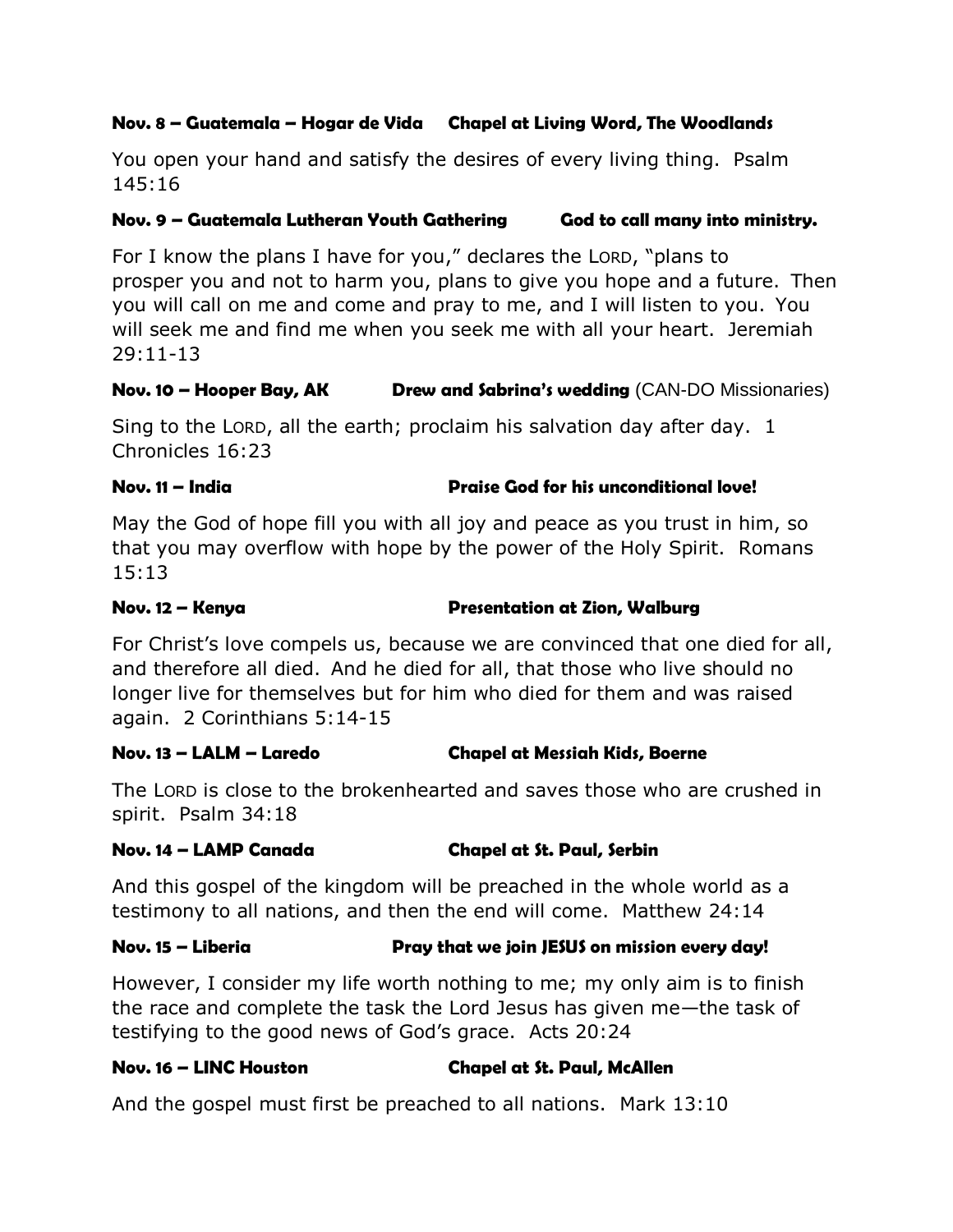**Nov. 8 – Guatemala – Hogar de Vida     Chapel at Living Word, The Woodlands**

You open your hand and satisfy the desires of every living thing. Psalm 145:16

**Nov. 9 – Guatemala Lutheran Youth Gathering     God to call many into ministry.**

For I know the plans I have for you," declares the LORD, "plans to prosper you and not to harm you, plans to give you hope and a future. Then you will call on me and come and pray to me, and I will listen to you. You will seek me and find me when you seek me with all your heart. Jeremiah 29:11-13

**Nov. 10 – Hooper Bay, AK     Drew and Sabrina's wedding** (CAN-DO Missionaries)

Sing to the LORD, all the earth; proclaim his salvation day after day. 1 Chronicles 16:23

**Nov. 11 – India     Praise God for his unconditional love!**

May the God of hope fill you with all joy and peace as you trust in him, so that you may overflow with hope by the power of the Holy Spirit. Romans 15:13

**Nov. 12 – Kenya     Presentation at Zion, Walburg**

For Christ's love compels us, because we are convinced that one died for all, and therefore all died. And he died for all, that those who live should no longer live for themselves but for him who died for them and was raised again. 2 Corinthians 5:14-15

**Nov. 13 – LALM – Laredo     Chapel at Messiah Kids, Boerne**

The LORD is close to the brokenhearted and saves those who are crushed in spirit. Psalm 34:18

**Nov. 14 – LAMP Canada     Chapel at St. Paul, Serbin**

And this gospel of the kingdom will be preached in the whole world as a testimony to all nations, and then the end will come. Matthew 24:14

**Nov. 15 – Liberia     Pray that we join JESUS on mission every day!**

However, I consider my life worth nothing to me; my only aim is to finish the race and complete the task the Lord Jesus has given me—the task of testifying to the good news of God's grace. Acts 20:24

**Nov. 16 – LINC Houston     Chapel at St. Paul, McAllen**

And the gospel must first be preached to all nations. Mark 13:10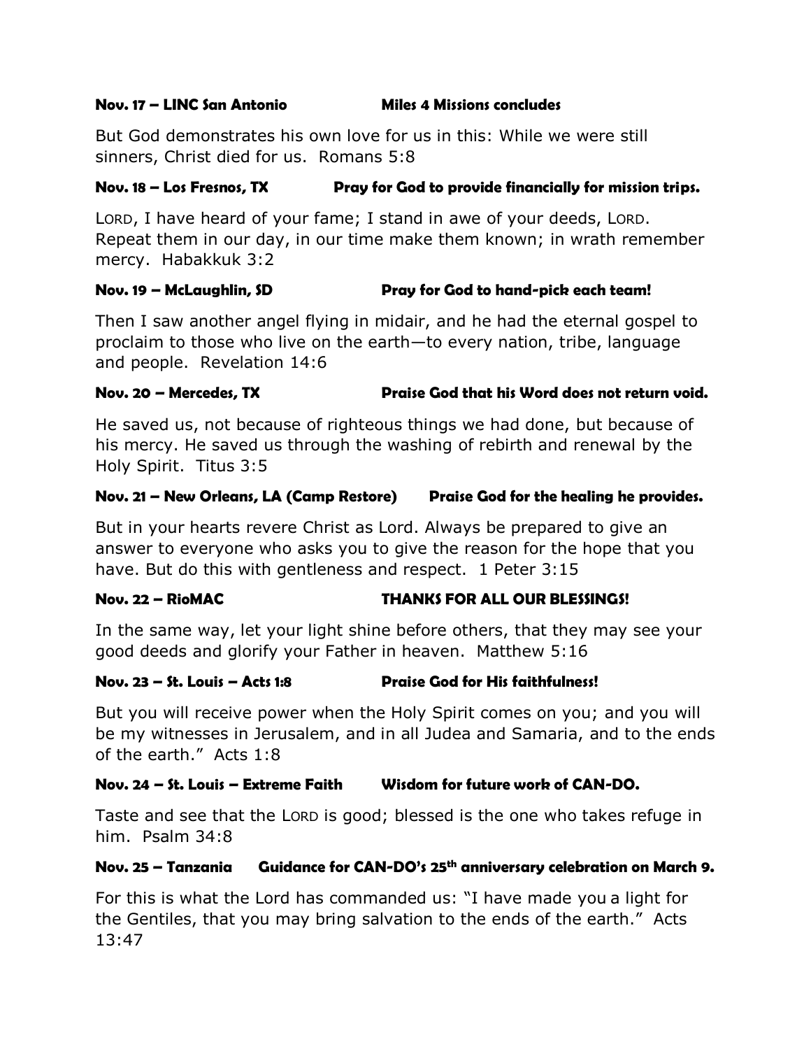**Nov. 17 – LINC San Antonio Miles 4 Missions concludes**

But God demonstrates his own love for us in this: While we were still sinners, Christ died for us. Romans 5:8

**Nov. 18 – Los Fresnos, TX Pray for God to provide financially for mission trips.**

LORD, I have heard of your fame; I stand in awe of your deeds, LORD. Repeat them in our day, in our time make them known; in wrath remember mercy. Habakkuk 3:2

**Nov. 19 – McLaughlin, SD Pray for God to hand-pick each team!**

Then I saw another angel flying in midair, and he had the eternal gospel to proclaim to those who live on the earth—to every nation, tribe, language and people. Revelation 14:6

**Nov. 20 – Mercedes, TX Praise God that his Word does not return void.**

He saved us, not because of righteous things we had done, but because of his mercy. He saved us through the washing of rebirth and renewal by the Holy Spirit. Titus 3:5

**Nov. 21 – New Orleans, LA (Camp Restore) Praise God for the healing he provides.**

But in your hearts revere Christ as Lord. Always be prepared to give an answer to everyone who asks you to give the reason for the hope that you have. But do this with gentleness and respect. 1 Peter 3:15

**Nov. 22 – RioMAC THANKS FOR ALL OUR BLESSINGS!**

In the same way, let your light shine before others, that they may see your good deeds and glorify your Father in heaven. Matthew 5:16

**Nov. 23 – St. Louis – Acts 1:8 Praise God for His faithfulness!**

But you will receive power when the Holy Spirit comes on you; and you will be my witnesses in Jerusalem, and in all Judea and Samaria, and to the ends of the earth." Acts 1:8

**Nov. 24 – St. Louis – Extreme Faith Wisdom for future work of CAN-DO.**

Taste and see that the LORD is good; blessed is the one who takes refuge in him. Psalm 34:8

**Nov. 25 – Tanzania Guidance for CAN-DO's 25th anniversary celebration on March 9.**

For this is what the Lord has commanded us: "I have made you a light for the Gentiles, that you may bring salvation to the ends of the earth." Acts 13:47